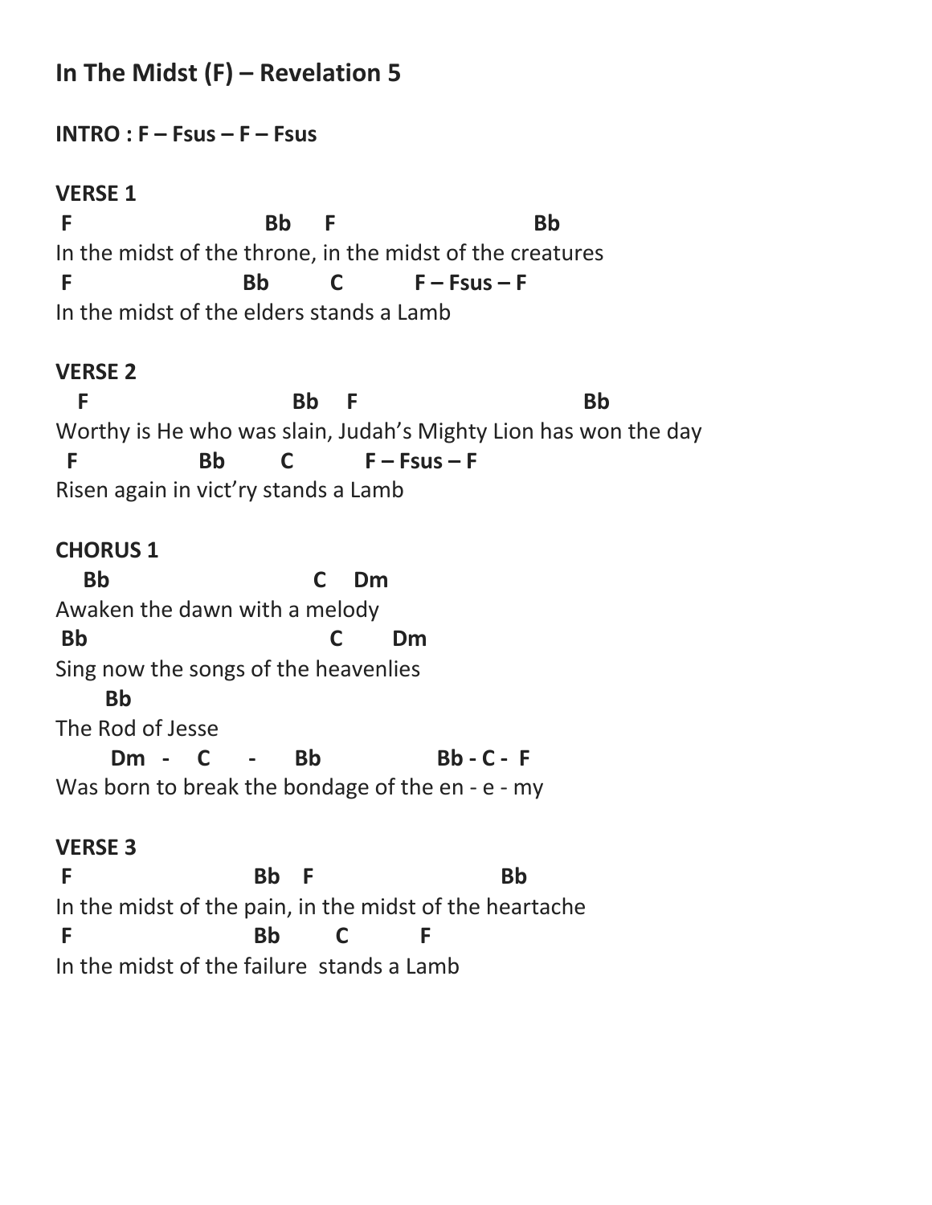# In The Midst (F) – Revelation 5

**INTRO : F – Fsus – F – Fsus**

**VERSE 1**

```
 F                          Bb     F                          Bb
In the midst of the throne, in the midst of the creatures
 F                       Bb        C          F – Fsus – F
In the midst of the elders stands a Lamb
```

**VERSE 2**

```
   F                            Bb    F                               Bb
Worthy is He who was slain, Judah's Mighty Lion has won the day
  F                Bb        C          F – Fsus – F
Risen again in vict'ry stands a Lamb
```

**CHORUS 1**

```
    Bb                           C    Dm
Awaken the dawn with a melody
 Bb                               C       Dm
Sing now the songs of the heavenlies
       Bb
The Rod of Jesse
        Dm  -    C     -     Bb               Bb - C -  F
Was born to break the bondage of the en - e - my
```

**VERSE 3**

```
 F                        Bb   F                          Bb
In the midst of the pain, in the midst of the heartache
 F                        Bb        C          F
In the midst of the failure  stands a Lamb
```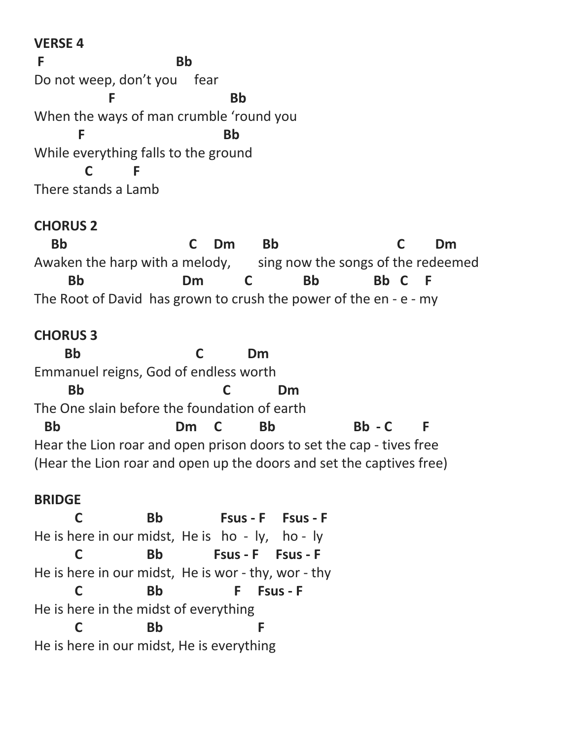**VERSE 4**

```
 F                          Bb
Do not weep, don't you     fear
              F                       Bb
When the ways of man crumble 'round you
         F                          Bb
While everything falls to the ground
          C         F
There stands a Lamb
```

**CHORUS 2**

```
   Bb                         C    Dm       Bb                        C       Dm
Awaken the harp with a melody,       sing now the songs of the redeemed
      Bb                     Dm         C           Bb            Bb  C    F
The Root of David  has grown to crush the power of the en - e - my
```

**CHORUS 3**

```
     Bb                        C          Dm
Emmanuel reigns, God of endless worth
      Bb                             C           Dm
The One slain before the foundation of earth
  Bb                          Dm     C         Bb                 Bb  - C       F
Hear the Lion roar and open prison doors to set the cap - tives free
(Hear the Lion roar and open up the doors and set the captives free)
```

**BRIDGE**

```
       C             Bb             Fsus - F     Fsus - F
He is here in our midst,  He is   ho  -  ly,    ho -  ly
       C             Bb           Fsus - F     Fsus - F
He is here in our midst,  He is wor - thy, wor - thy
       C             Bb                  F     Fsus - F
He is here in the midst of everything
       C             Bb                   F
He is here in our midst, He is everything
```